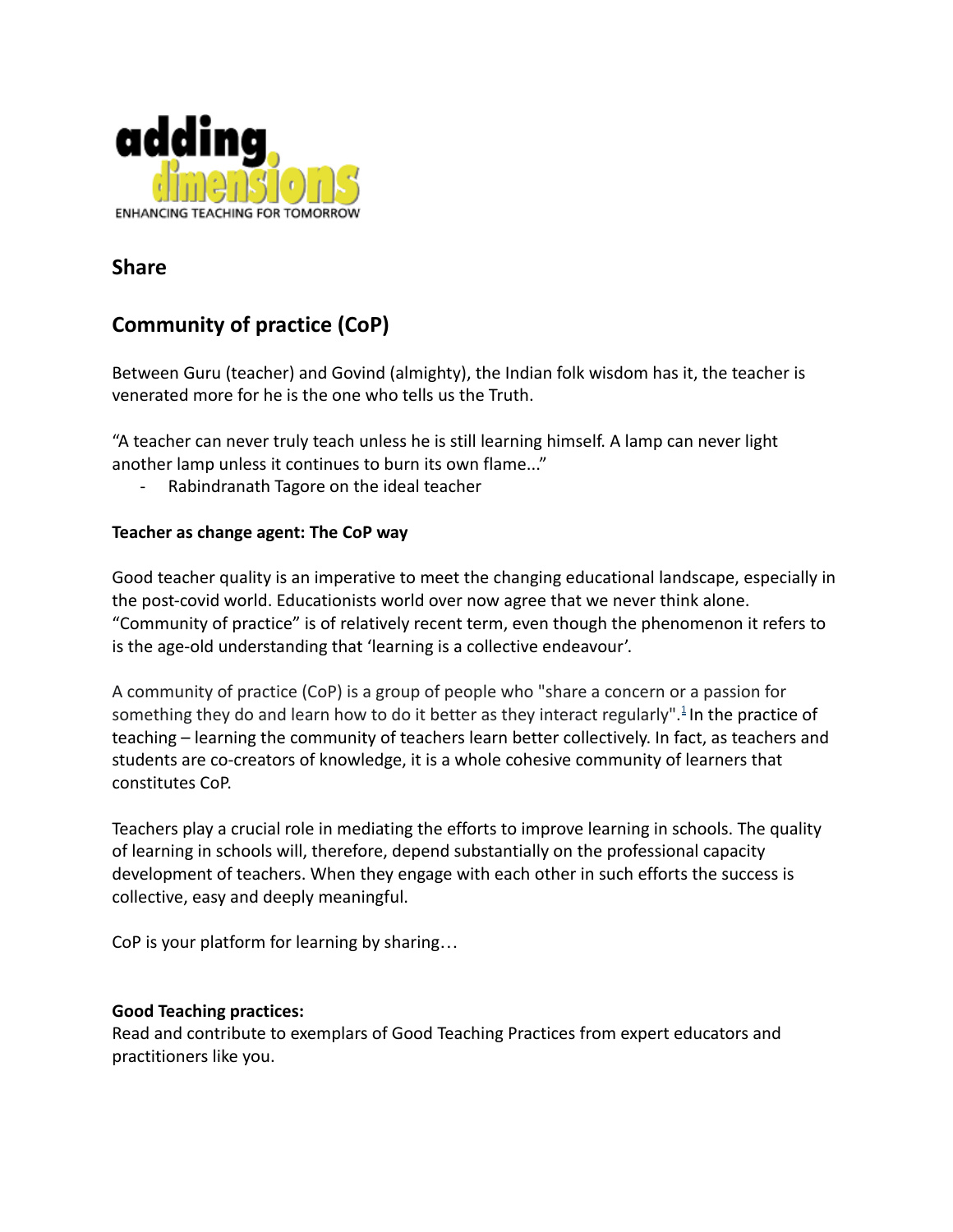adding dimensions

ENHANCING TEACHING FOR TOMORROW

## Share

## Community of practice (CoP)

Between Guru (teacher) and Govind (almighty), the Indian folk wisdom has it, the teacher is venerated more for he is the one who tells us the Truth.

"A teacher can never truly teach unless he is still learning himself. A lamp can never light another lamp unless it continues to burn its own flame..."

- Rabindranath Tagore on the ideal teacher

**Teacher as change agent: The CoP way**

Good teacher quality is an imperative to meet the changing educational landscape, especially in the post-covid world. Educationists world over now agree that we never think alone. "Community of practice" is of relatively recent term, even though the phenomenon it refers to is the age-old understanding that 'learning is a collective endeavour'.

A community of practice (CoP) is a group of people who "share a concern or a passion for something they do and learn how to do it better as they interact regularly".[1] In the practice of teaching – learning the community of teachers learn better collectively. In fact, as teachers and students are co-creators of knowledge, it is a whole cohesive community of learners that constitutes CoP.

Teachers play a crucial role in mediating the efforts to improve learning in schools. The quality of learning in schools will, therefore, depend substantially on the professional capacity development of teachers. When they engage with each other in such efforts the success is collective, easy and deeply meaningful.

CoP is your platform for learning by sharing…

**Good Teaching practices:**

Read and contribute to exemplars of Good Teaching Practices from expert educators and practitioners like you.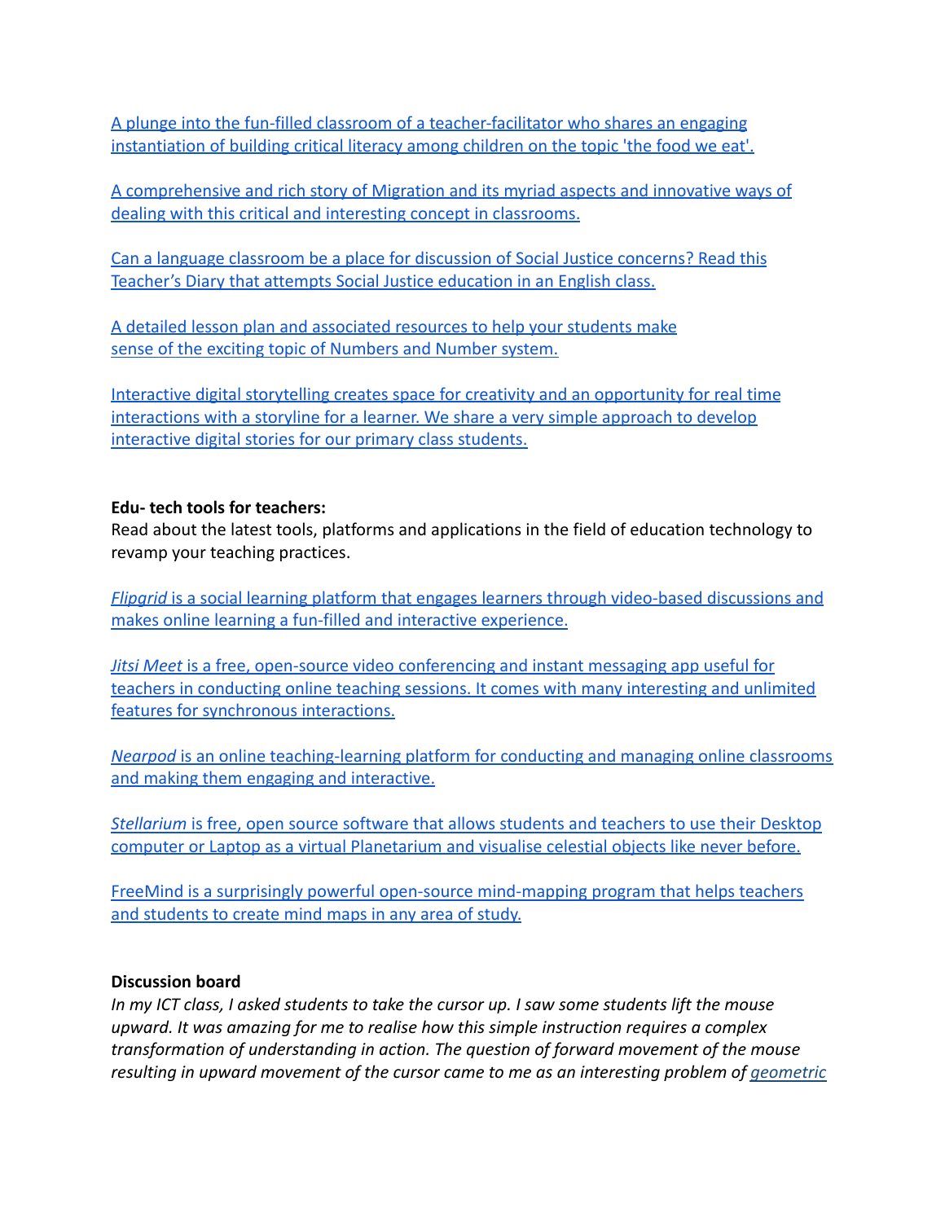[A plunge into the fun-filled classroom of a teacher-facilitator who shares an engaging instantiation of building critical literacy among children on the topic 'the food we eat'.]

[A comprehensive and rich story of Migration and its myriad aspects and innovative ways of dealing with this critical and interesting concept in classrooms.]

[Can a language classroom be a place for discussion of Social Justice concerns? Read this Teacher's Diary that attempts Social Justice education in an English class.]

[A detailed lesson plan and associated resources to help your students make sense of the exciting topic of Numbers and Number system.]

[Interactive digital storytelling creates space for creativity and an opportunity for real time interactions with a storyline for a learner. We share a very simple approach to develop interactive digital stories for our primary class students.]

**Edu- tech tools for teachers:**
Read about the latest tools, platforms and applications in the field of education technology to revamp your teaching practices.

[*Flipgrid* is a social learning platform that engages learners through video-based discussions and makes online learning a fun-filled and interactive experience.]

[*Jitsi Meet* is a free, open-source video conferencing and instant messaging app useful for teachers in conducting online teaching sessions. It comes with many interesting and unlimited features for synchronous interactions.]

[*Nearpod* is an online teaching-learning platform for conducting and managing online classrooms and making them engaging and interactive.]

[*Stellarium* is free, open source software that allows students and teachers to use their Desktop computer or Laptop as a virtual Planetarium and visualise celestial objects like never before.]

[FreeMind is a surprisingly powerful open-source mind-mapping program that helps teachers and students to create mind maps in any area of study.]

**Discussion board**
*In my ICT class, I asked students to take the cursor up. I saw some students lift the mouse upward. It was amazing for me to realise how this simple instruction requires a complex transformation of understanding in action. The question of forward movement of the mouse resulting in upward movement of the cursor came to me as an interesting problem of* [*geometric*]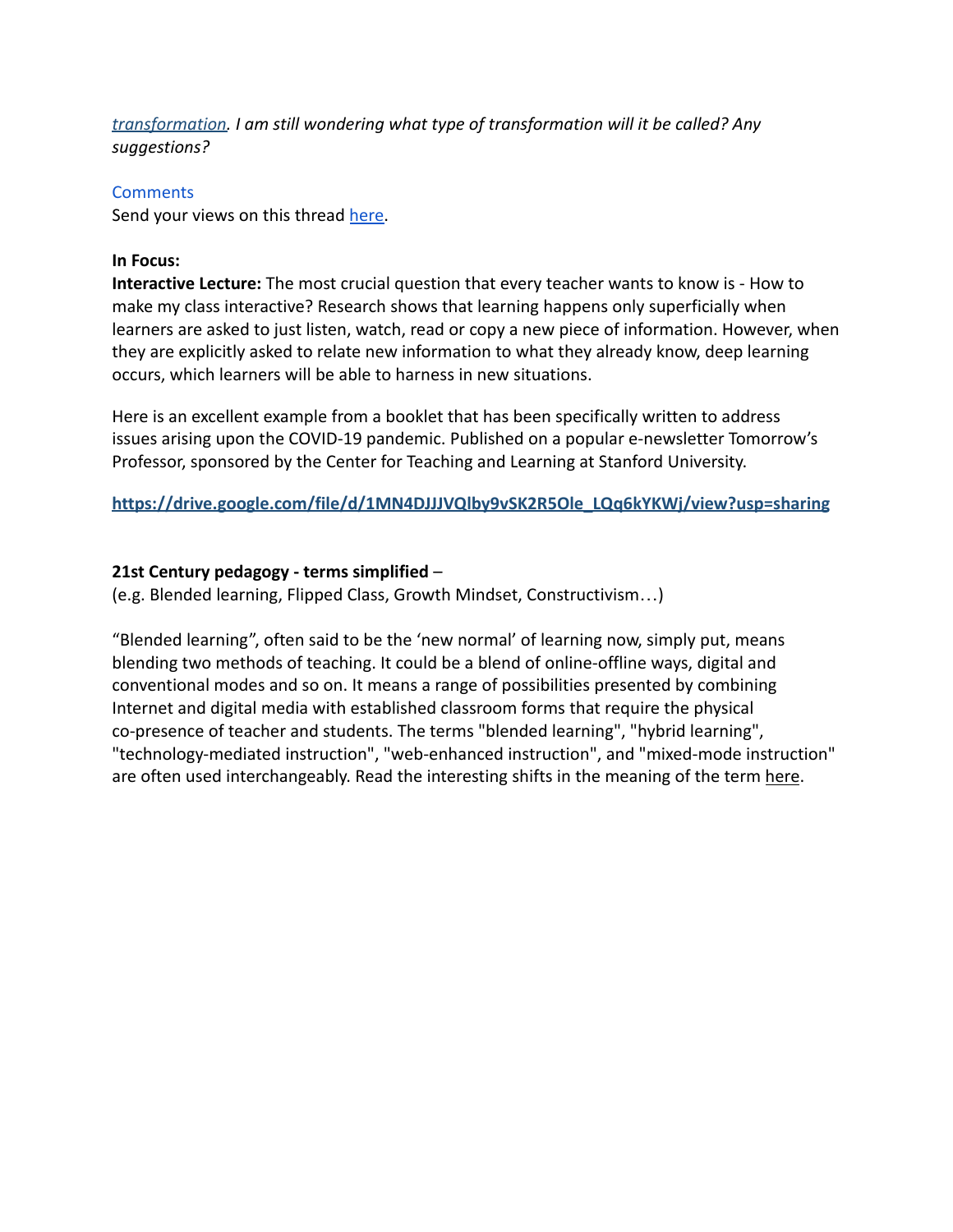*[transformation](). I am still wondering what type of transformation will it be called? Any suggestions?*

Comments

Send your views on this thread [here]().

**In Focus:**

**Interactive Lecture:** The most crucial question that every teacher wants to know is - How to make my class interactive? Research shows that learning happens only superficially when learners are asked to just listen, watch, read or copy a new piece of information. However, when they are explicitly asked to relate new information to what they already know, deep learning occurs, which learners will be able to harness in new situations.

Here is an excellent example from a booklet that has been specifically written to address issues arising upon the COVID-19 pandemic. Published on a popular e-newsletter Tomorrow's Professor, sponsored by the Center for Teaching and Learning at Stanford University.

**https://drive.google.com/file/d/1MN4DJJJVQlby9vSK2R5Ole_LQq6kYKWj/view?usp=sharing**

**21st Century pedagogy - terms simplified** –

(e.g. Blended learning, Flipped Class, Growth Mindset, Constructivism…)

"Blended learning", often said to be the 'new normal' of learning now, simply put, means blending two methods of teaching. It could be a blend of online-offline ways, digital and conventional modes and so on. It means a range of possibilities presented by combining Internet and digital media with established classroom forms that require the physical co-presence of teacher and students. The terms "blended learning", "hybrid learning", "technology-mediated instruction", "web-enhanced instruction", and "mixed-mode instruction" are often used interchangeably. Read the interesting shifts in the meaning of the term [here]().